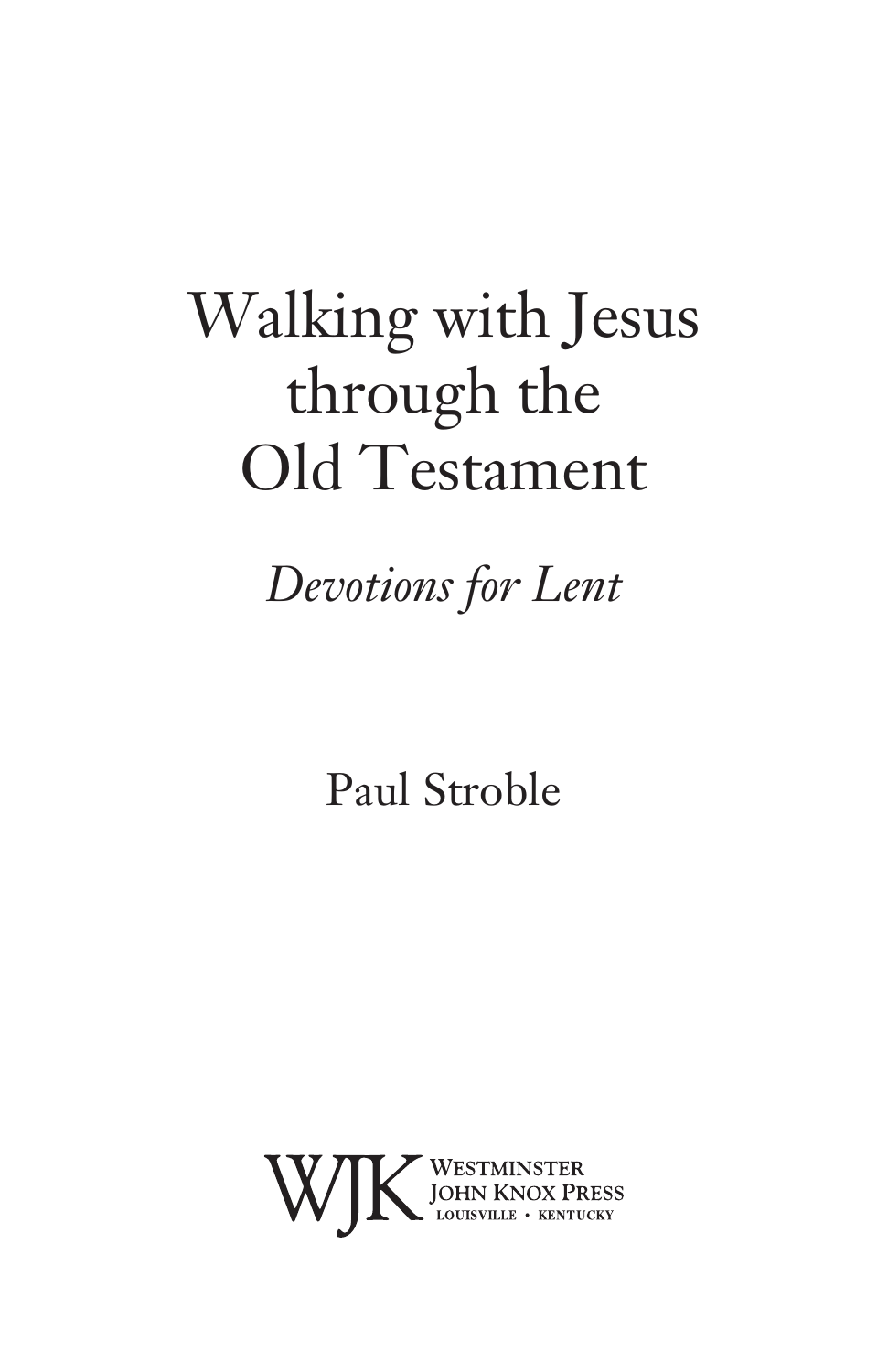# Walking with Jesus through the Old Testament

*Devotions for Lent*

Paul Stroble

WJK Westminster John Knox Press
LOUISVILLE • KENTUCKY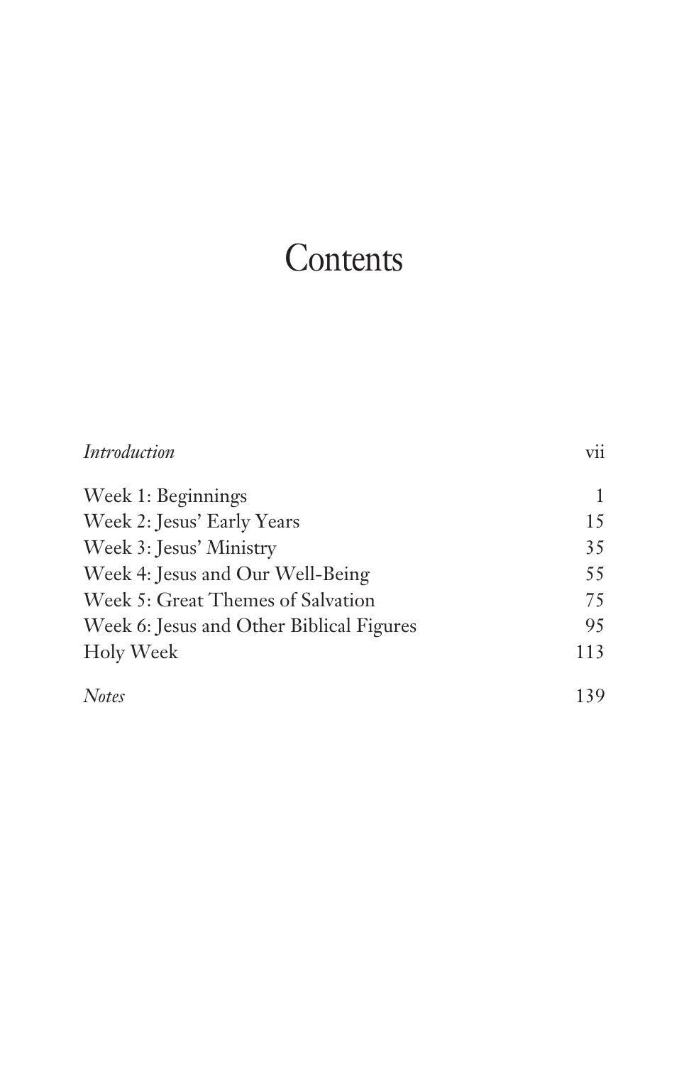# Contents

| | |
|---|---|
| *Introduction* | vii |
| Week 1: Beginnings | 1 |
| Week 2: Jesus' Early Years | 15 |
| Week 3: Jesus' Ministry | 35 |
| Week 4: Jesus and Our Well-Being | 55 |
| Week 5: Great Themes of Salvation | 75 |
| Week 6: Jesus and Other Biblical Figures | 95 |
| Holy Week | 113 |
| *Notes* | 139 |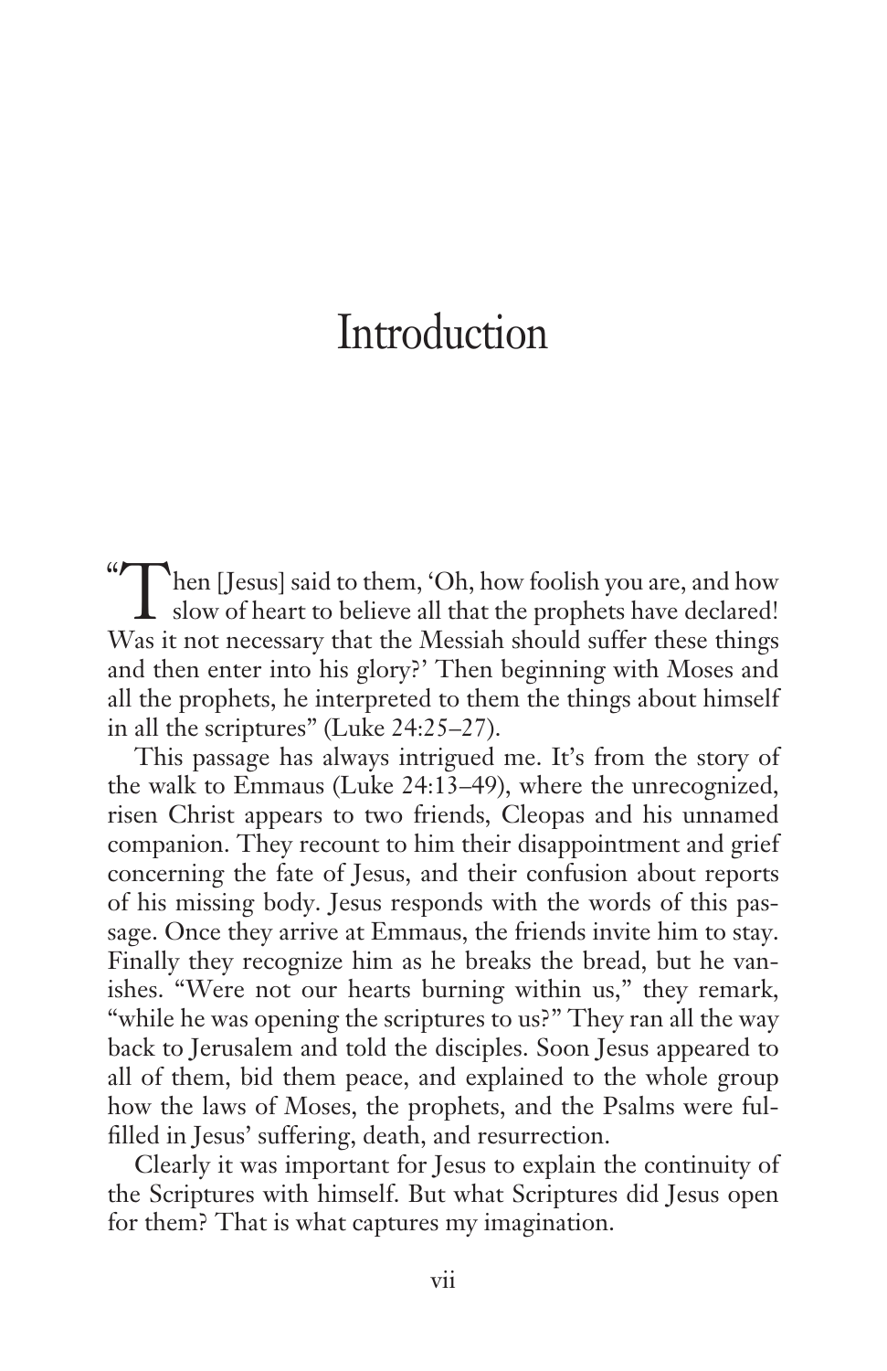# Introduction

"Then [Jesus] said to them, 'Oh, how foolish you are, and how slow of heart to believe all that the prophets have declared! Was it not necessary that the Messiah should suffer these things and then enter into his glory?' Then beginning with Moses and all the prophets, he interpreted to them the things about himself in all the scriptures" (Luke 24:25–27).

This passage has always intrigued me. It's from the story of the walk to Emmaus (Luke 24:13–49), where the unrecognized, risen Christ appears to two friends, Cleopas and his unnamed companion. They recount to him their disappointment and grief concerning the fate of Jesus, and their confusion about reports of his missing body. Jesus responds with the words of this passage. Once they arrive at Emmaus, the friends invite him to stay. Finally they recognize him as he breaks the bread, but he vanishes. "Were not our hearts burning within us," they remark, "while he was opening the scriptures to us?" They ran all the way back to Jerusalem and told the disciples. Soon Jesus appeared to all of them, bid them peace, and explained to the whole group how the laws of Moses, the prophets, and the Psalms were fulfilled in Jesus' suffering, death, and resurrection.

Clearly it was important for Jesus to explain the continuity of the Scriptures with himself. But what Scriptures did Jesus open for them? That is what captures my imagination.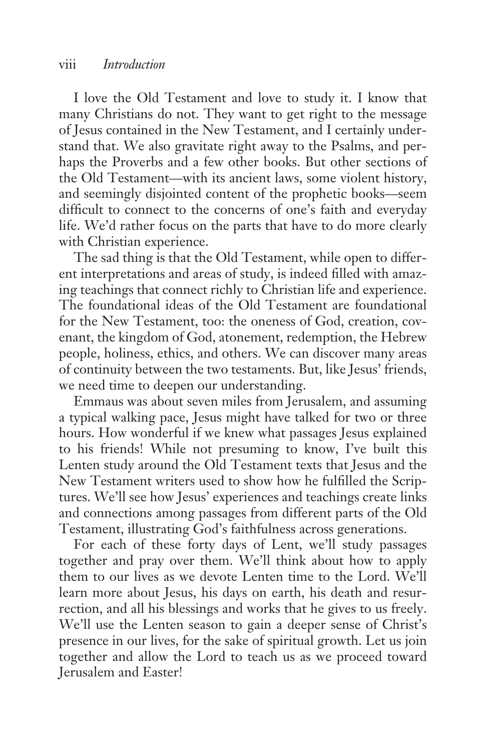I love the Old Testament and love to study it. I know that many Christians do not. They want to get right to the message of Jesus contained in the New Testament, and I certainly understand that. We also gravitate right away to the Psalms, and perhaps the Proverbs and a few other books. But other sections of the Old Testament—with its ancient laws, some violent history, and seemingly disjointed content of the prophetic books—seem difficult to connect to the concerns of one's faith and everyday life. We'd rather focus on the parts that have to do more clearly with Christian experience.

The sad thing is that the Old Testament, while open to different interpretations and areas of study, is indeed filled with amazing teachings that connect richly to Christian life and experience. The foundational ideas of the Old Testament are foundational for the New Testament, too: the oneness of God, creation, covenant, the kingdom of God, atonement, redemption, the Hebrew people, holiness, ethics, and others. We can discover many areas of continuity between the two testaments. But, like Jesus' friends, we need time to deepen our understanding.

Emmaus was about seven miles from Jerusalem, and assuming a typical walking pace, Jesus might have talked for two or three hours. How wonderful if we knew what passages Jesus explained to his friends! While not presuming to know, I've built this Lenten study around the Old Testament texts that Jesus and the New Testament writers used to show how he fulfilled the Scriptures. We'll see how Jesus' experiences and teachings create links and connections among passages from different parts of the Old Testament, illustrating God's faithfulness across generations.

For each of these forty days of Lent, we'll study passages together and pray over them. We'll think about how to apply them to our lives as we devote Lenten time to the Lord. We'll learn more about Jesus, his days on earth, his death and resurrection, and all his blessings and works that he gives to us freely. We'll use the Lenten season to gain a deeper sense of Christ's presence in our lives, for the sake of spiritual growth. Let us join together and allow the Lord to teach us as we proceed toward Jerusalem and Easter!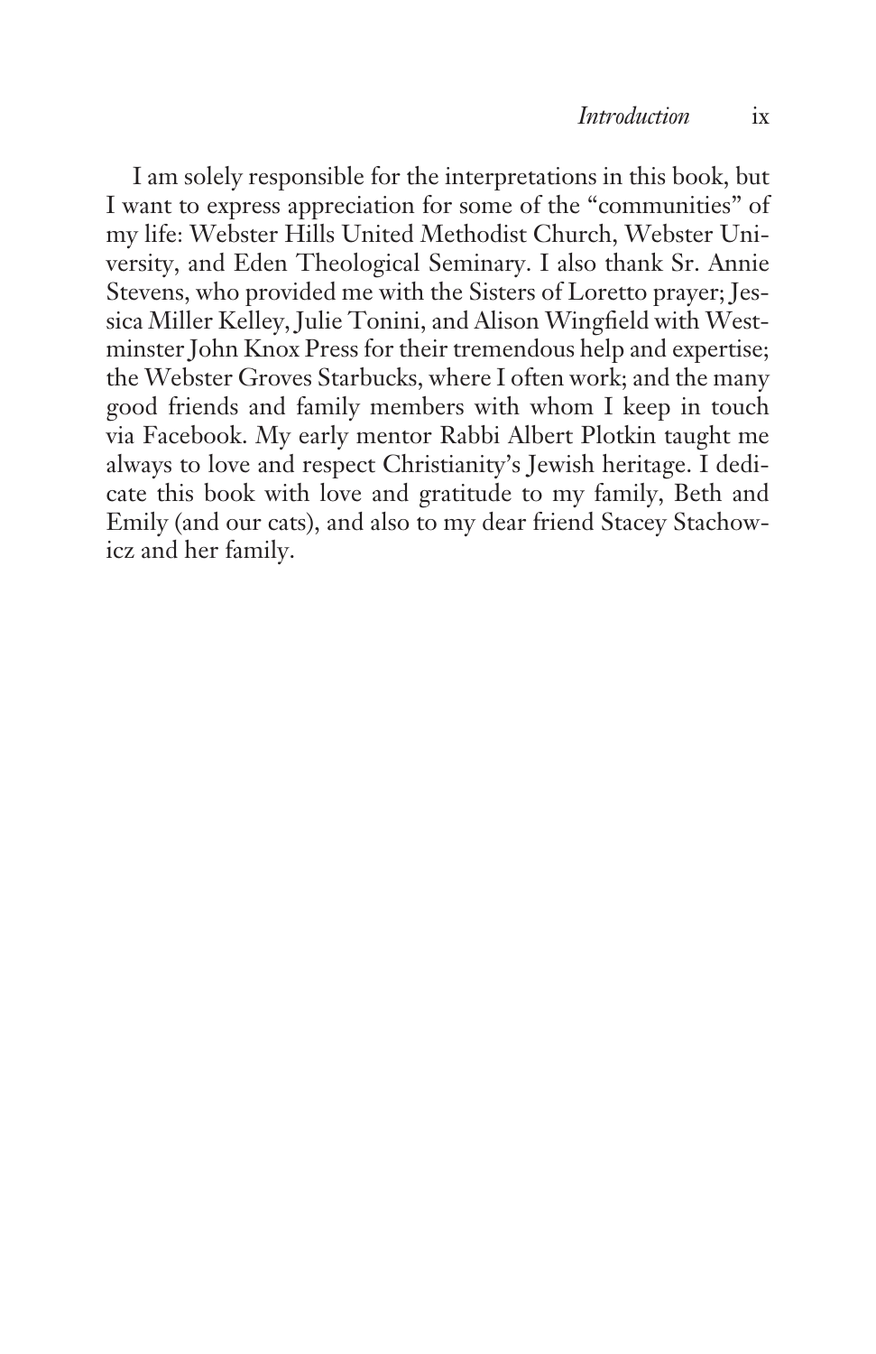I am solely responsible for the interpretations in this book, but I want to express appreciation for some of the "communities" of my life: Webster Hills United Methodist Church, Webster University, and Eden Theological Seminary. I also thank Sr. Annie Stevens, who provided me with the Sisters of Loretto prayer; Jessica Miller Kelley, Julie Tonini, and Alison Wingfield with Westminster John Knox Press for their tremendous help and expertise; the Webster Groves Starbucks, where I often work; and the many good friends and family members with whom I keep in touch via Facebook. My early mentor Rabbi Albert Plotkin taught me always to love and respect Christianity's Jewish heritage. I dedicate this book with love and gratitude to my family, Beth and Emily (and our cats), and also to my dear friend Stacey Stachowicz and her family.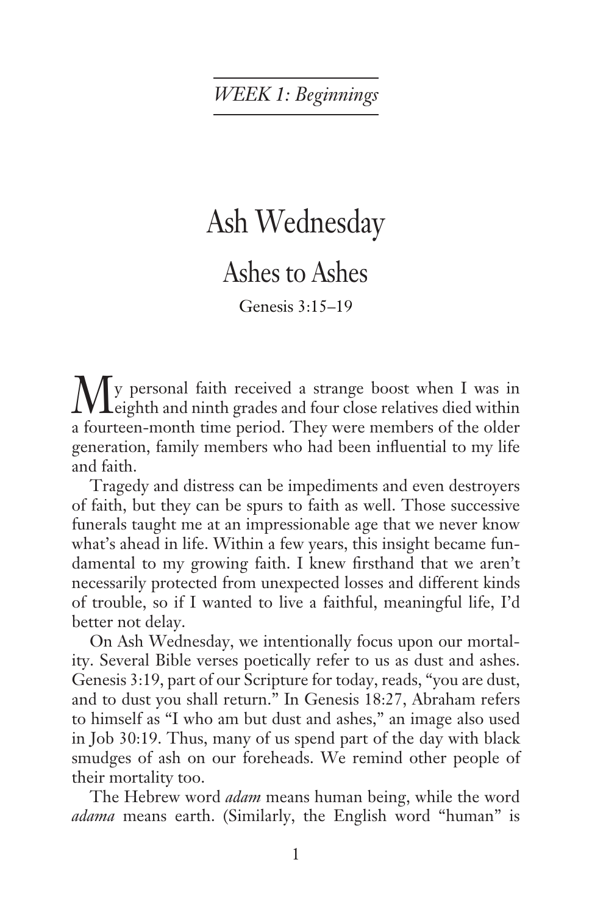*WEEK 1: Beginnings*

# Ash Wednesday

## Ashes to Ashes

Genesis 3:15–19

My personal faith received a strange boost when I was in eighth and ninth grades and four close relatives died within a fourteen-month time period. They were members of the older generation, family members who had been influential to my life and faith.

Tragedy and distress can be impediments and even destroyers of faith, but they can be spurs to faith as well. Those successive funerals taught me at an impressionable age that we never know what's ahead in life. Within a few years, this insight became fundamental to my growing faith. I knew firsthand that we aren't necessarily protected from unexpected losses and different kinds of trouble, so if I wanted to live a faithful, meaningful life, I'd better not delay.

On Ash Wednesday, we intentionally focus upon our mortality. Several Bible verses poetically refer to us as dust and ashes. Genesis 3:19, part of our Scripture for today, reads, "you are dust, and to dust you shall return." In Genesis 18:27, Abraham refers to himself as "I who am but dust and ashes," an image also used in Job 30:19. Thus, many of us spend part of the day with black smudges of ash on our foreheads. We remind other people of their mortality too.

The Hebrew word *adam* means human being, while the word *adama* means earth. (Similarly, the English word "human" is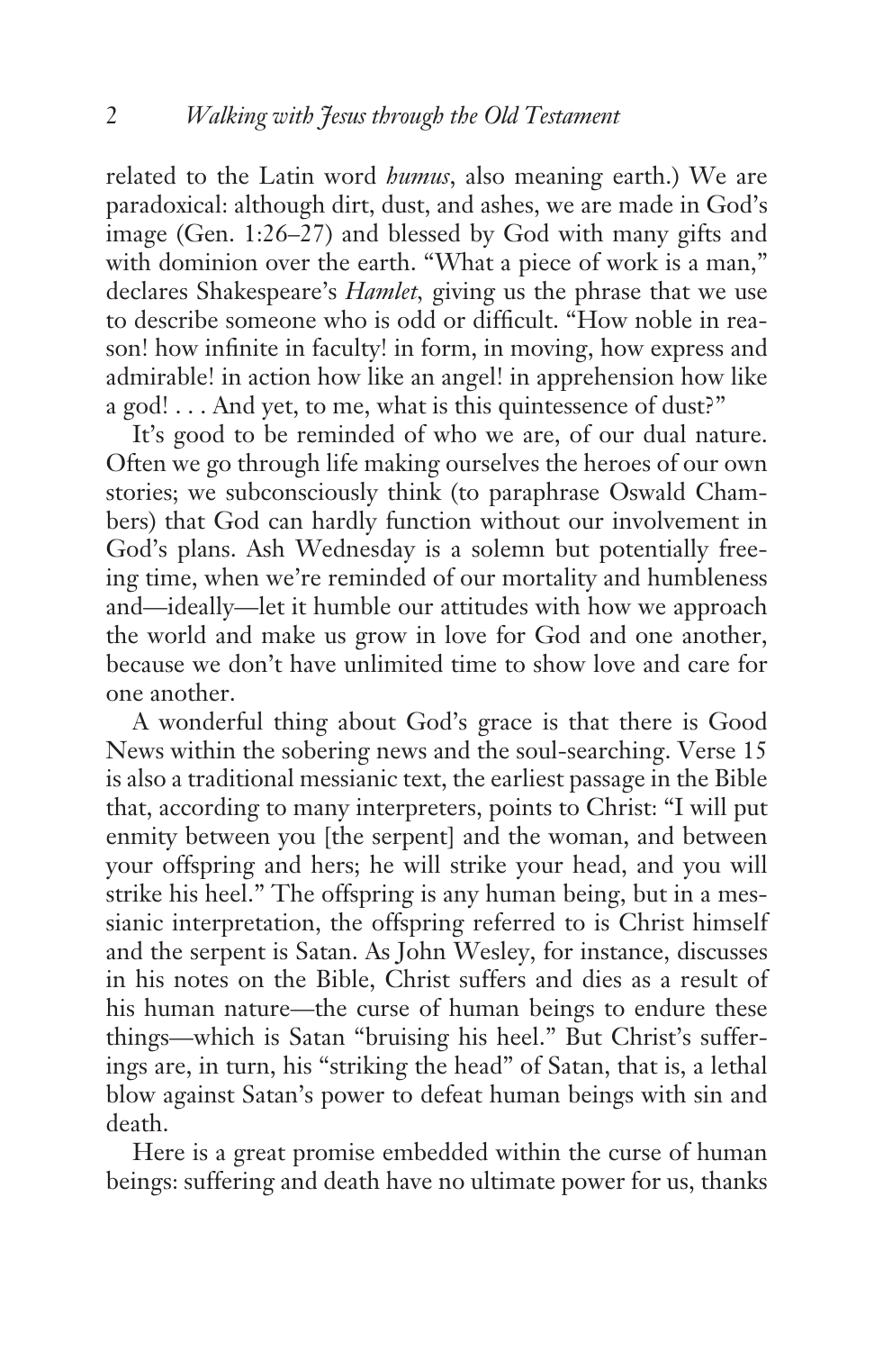related to the Latin word *humus*, also meaning earth.) We are paradoxical: although dirt, dust, and ashes, we are made in God's image (Gen. 1:26–27) and blessed by God with many gifts and with dominion over the earth. "What a piece of work is a man," declares Shakespeare's *Hamlet*, giving us the phrase that we use to describe someone who is odd or difficult. "How noble in reason! how infinite in faculty! in form, in moving, how express and admirable! in action how like an angel! in apprehension how like a god! . . . And yet, to me, what is this quintessence of dust?"

It's good to be reminded of who we are, of our dual nature. Often we go through life making ourselves the heroes of our own stories; we subconsciously think (to paraphrase Oswald Chambers) that God can hardly function without our involvement in God's plans. Ash Wednesday is a solemn but potentially freeing time, when we're reminded of our mortality and humbleness and—ideally—let it humble our attitudes with how we approach the world and make us grow in love for God and one another, because we don't have unlimited time to show love and care for one another.

A wonderful thing about God's grace is that there is Good News within the sobering news and the soul-searching. Verse 15 is also a traditional messianic text, the earliest passage in the Bible that, according to many interpreters, points to Christ: "I will put enmity between you [the serpent] and the woman, and between your offspring and hers; he will strike your head, and you will strike his heel." The offspring is any human being, but in a messianic interpretation, the offspring referred to is Christ himself and the serpent is Satan. As John Wesley, for instance, discusses in his notes on the Bible, Christ suffers and dies as a result of his human nature—the curse of human beings to endure these things—which is Satan "bruising his heel." But Christ's sufferings are, in turn, his "striking the head" of Satan, that is, a lethal blow against Satan's power to defeat human beings with sin and death.

Here is a great promise embedded within the curse of human beings: suffering and death have no ultimate power for us, thanks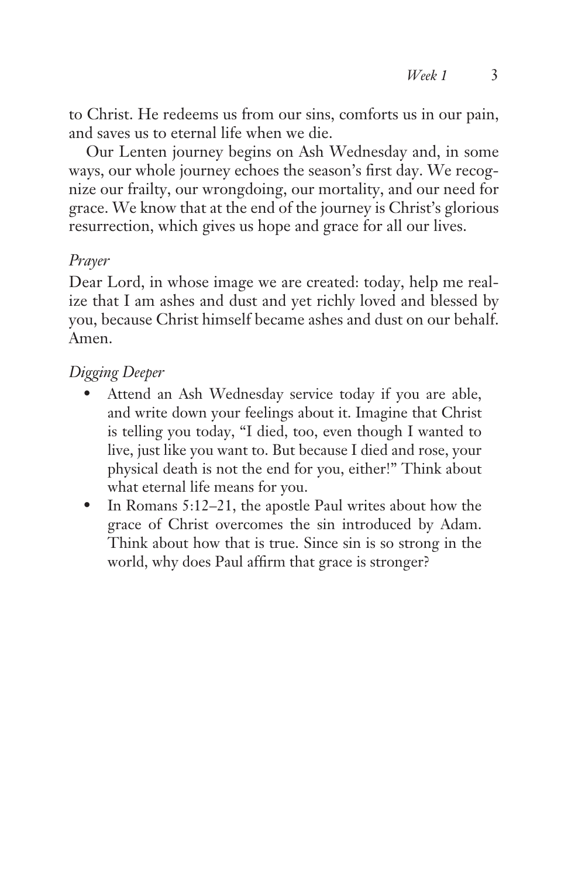to Christ. He redeems us from our sins, comforts us in our pain, and saves us to eternal life when we die.

Our Lenten journey begins on Ash Wednesday and, in some ways, our whole journey echoes the season's first day. We recognize our frailty, our wrongdoing, our mortality, and our need for grace. We know that at the end of the journey is Christ's glorious resurrection, which gives us hope and grace for all our lives.

*Prayer*

Dear Lord, in whose image we are created: today, help me realize that I am ashes and dust and yet richly loved and blessed by you, because Christ himself became ashes and dust on our behalf. Amen.

*Digging Deeper*

- Attend an Ash Wednesday service today if you are able, and write down your feelings about it. Imagine that Christ is telling you today, "I died, too, even though I wanted to live, just like you want to. But because I died and rose, your physical death is not the end for you, either!" Think about what eternal life means for you.
- In Romans 5:12–21, the apostle Paul writes about how the grace of Christ overcomes the sin introduced by Adam. Think about how that is true. Since sin is so strong in the world, why does Paul affirm that grace is stronger?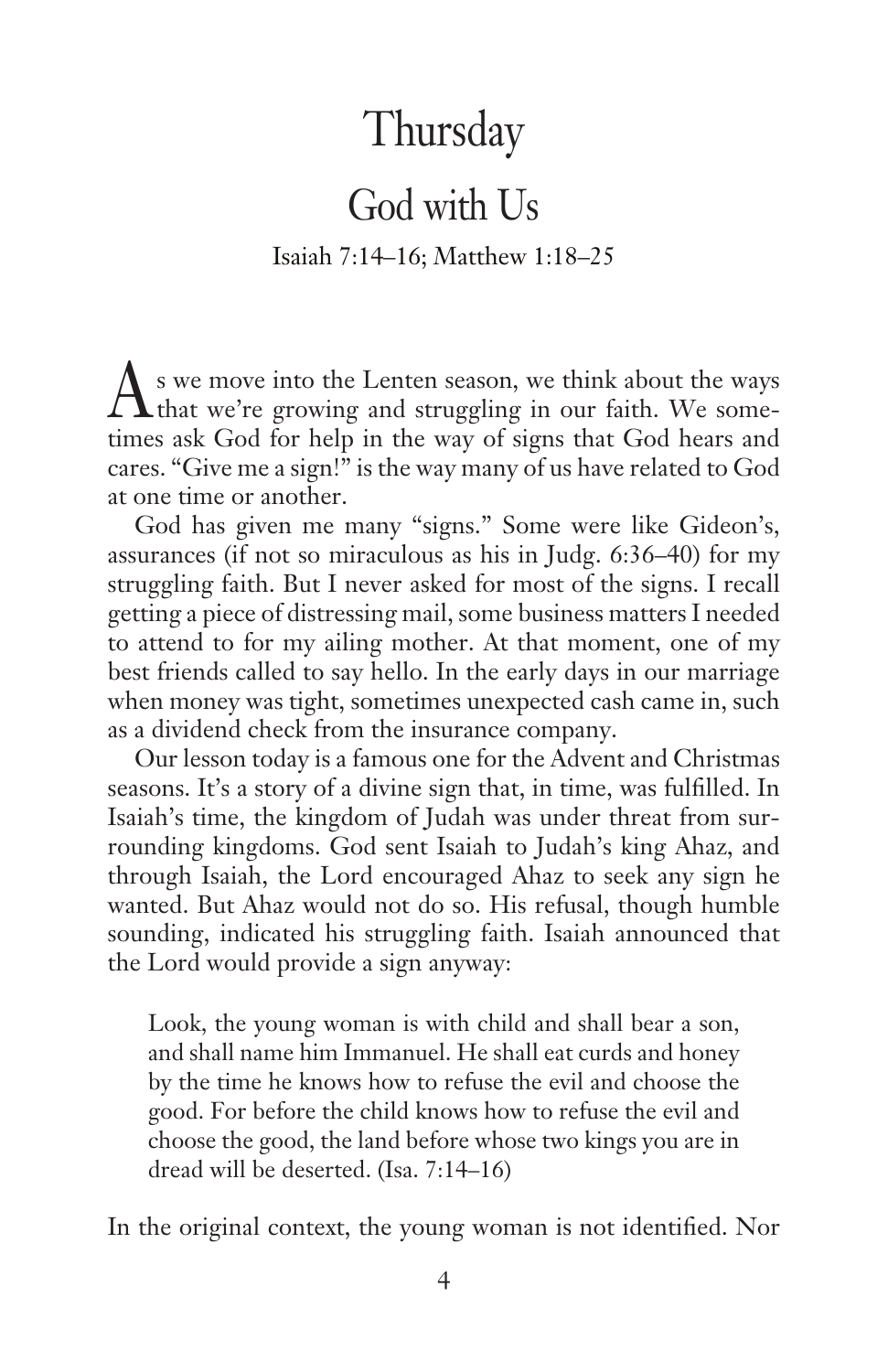# Thursday

## God with Us

Isaiah 7:14–16; Matthew 1:18–25

As we move into the Lenten season, we think about the ways that we're growing and struggling in our faith. We sometimes ask God for help in the way of signs that God hears and cares. "Give me a sign!" is the way many of us have related to God at one time or another.

God has given me many "signs." Some were like Gideon's, assurances (if not so miraculous as his in Judg. 6:36–40) for my struggling faith. But I never asked for most of the signs. I recall getting a piece of distressing mail, some business matters I needed to attend to for my ailing mother. At that moment, one of my best friends called to say hello. In the early days in our marriage when money was tight, sometimes unexpected cash came in, such as a dividend check from the insurance company.

Our lesson today is a famous one for the Advent and Christmas seasons. It's a story of a divine sign that, in time, was fulfilled. In Isaiah's time, the kingdom of Judah was under threat from surrounding kingdoms. God sent Isaiah to Judah's king Ahaz, and through Isaiah, the Lord encouraged Ahaz to seek any sign he wanted. But Ahaz would not do so. His refusal, though humble sounding, indicated his struggling faith. Isaiah announced that the Lord would provide a sign anyway:

> Look, the young woman is with child and shall bear a son, and shall name him Immanuel. He shall eat curds and honey by the time he knows how to refuse the evil and choose the good. For before the child knows how to refuse the evil and choose the good, the land before whose two kings you are in dread will be deserted. (Isa. 7:14–16)

In the original context, the young woman is not identified. Nor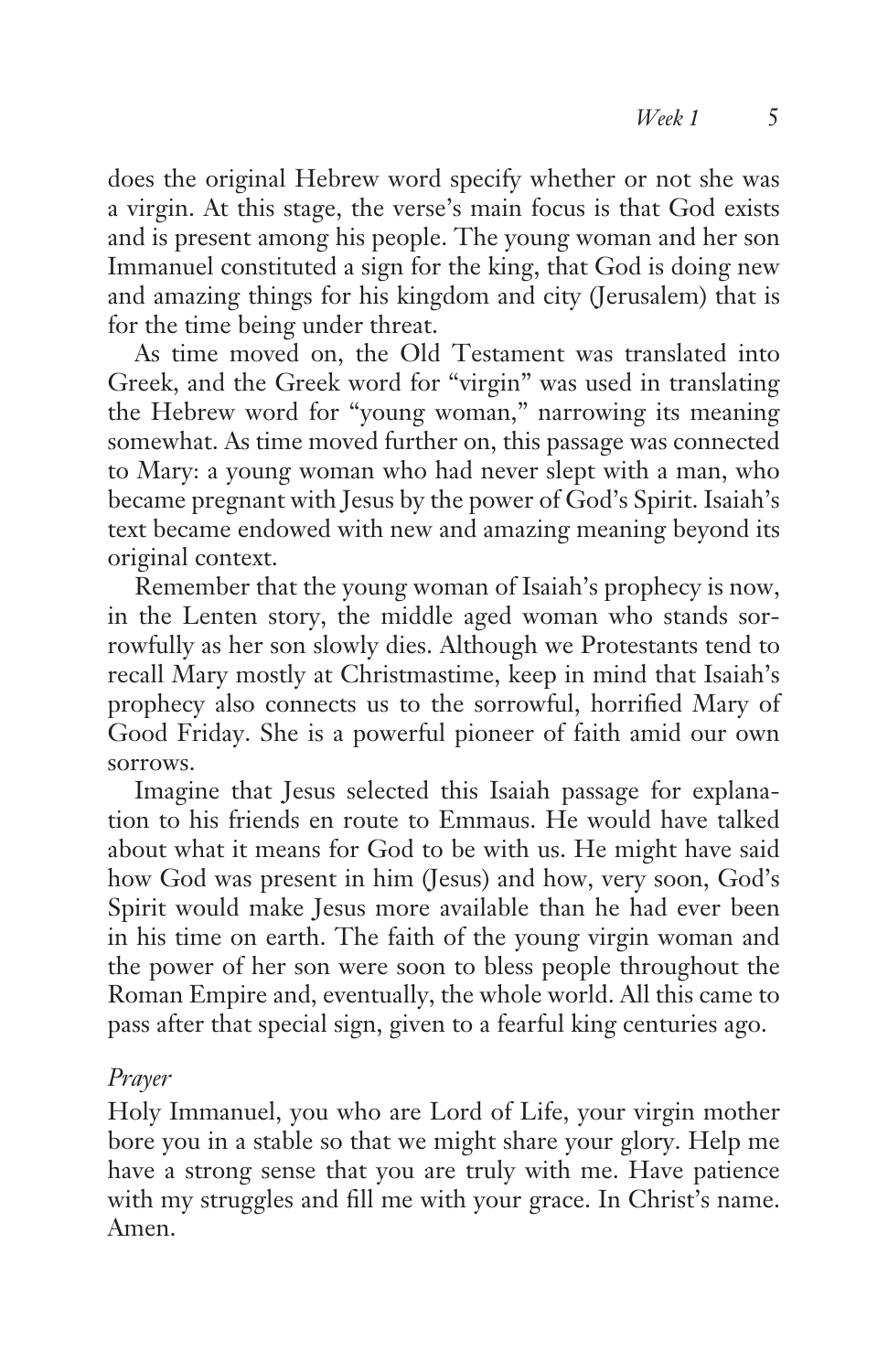does the original Hebrew word specify whether or not she was a virgin. At this stage, the verse's main focus is that God exists and is present among his people. The young woman and her son Immanuel constituted a sign for the king, that God is doing new and amazing things for his kingdom and city (Jerusalem) that is for the time being under threat.

As time moved on, the Old Testament was translated into Greek, and the Greek word for "virgin" was used in translating the Hebrew word for "young woman," narrowing its meaning somewhat. As time moved further on, this passage was connected to Mary: a young woman who had never slept with a man, who became pregnant with Jesus by the power of God's Spirit. Isaiah's text became endowed with new and amazing meaning beyond its original context.

Remember that the young woman of Isaiah's prophecy is now, in the Lenten story, the middle aged woman who stands sorrowfully as her son slowly dies. Although we Protestants tend to recall Mary mostly at Christmastime, keep in mind that Isaiah's prophecy also connects us to the sorrowful, horrified Mary of Good Friday. She is a powerful pioneer of faith amid our own sorrows.

Imagine that Jesus selected this Isaiah passage for explanation to his friends en route to Emmaus. He would have talked about what it means for God to be with us. He might have said how God was present in him (Jesus) and how, very soon, God's Spirit would make Jesus more available than he had ever been in his time on earth. The faith of the young virgin woman and the power of her son were soon to bless people throughout the Roman Empire and, eventually, the whole world. All this came to pass after that special sign, given to a fearful king centuries ago.

*Prayer*

Holy Immanuel, you who are Lord of Life, your virgin mother bore you in a stable so that we might share your glory. Help me have a strong sense that you are truly with me. Have patience with my struggles and fill me with your grace. In Christ's name. Amen.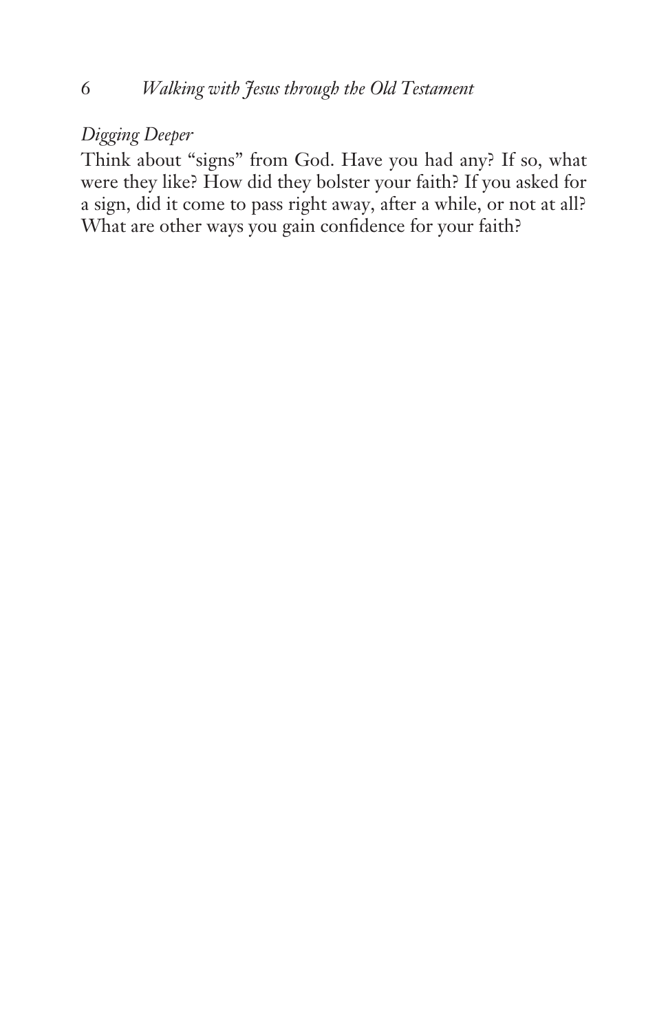*Digging Deeper*

Think about "signs" from God. Have you had any? If so, what were they like? How did they bolster your faith? If you asked for a sign, did it come to pass right away, after a while, or not at all? What are other ways you gain confidence for your faith?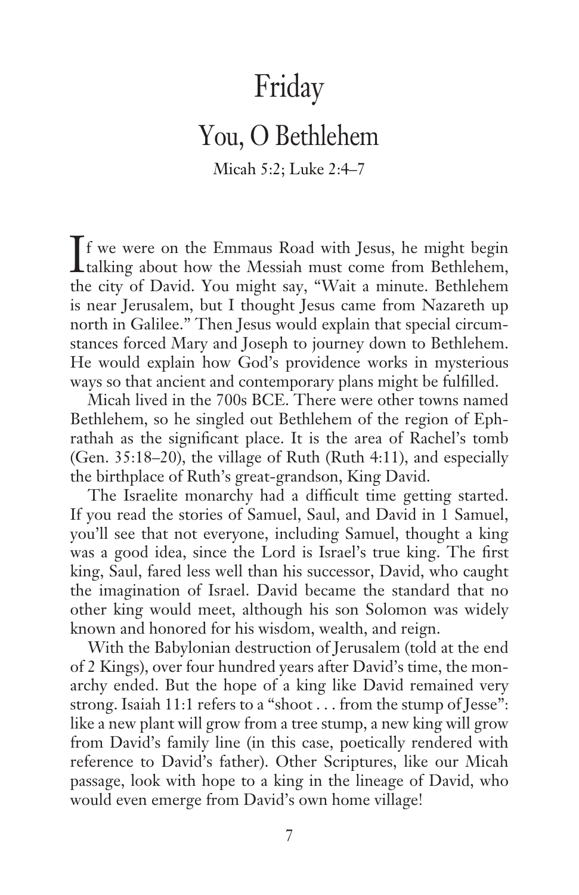# Friday

## You, O Bethlehem

Micah 5:2; Luke 2:4–7

If we were on the Emmaus Road with Jesus, he might begin talking about how the Messiah must come from Bethlehem, the city of David. You might say, "Wait a minute. Bethlehem is near Jerusalem, but I thought Jesus came from Nazareth up north in Galilee." Then Jesus would explain that special circumstances forced Mary and Joseph to journey down to Bethlehem. He would explain how God's providence works in mysterious ways so that ancient and contemporary plans might be fulfilled.

Micah lived in the 700s BCE. There were other towns named Bethlehem, so he singled out Bethlehem of the region of Ephrathah as the significant place. It is the area of Rachel's tomb (Gen. 35:18–20), the village of Ruth (Ruth 4:11), and especially the birthplace of Ruth's great-grandson, King David.

The Israelite monarchy had a difficult time getting started. If you read the stories of Samuel, Saul, and David in 1 Samuel, you'll see that not everyone, including Samuel, thought a king was a good idea, since the Lord is Israel's true king. The first king, Saul, fared less well than his successor, David, who caught the imagination of Israel. David became the standard that no other king would meet, although his son Solomon was widely known and honored for his wisdom, wealth, and reign.

With the Babylonian destruction of Jerusalem (told at the end of 2 Kings), over four hundred years after David's time, the monarchy ended. But the hope of a king like David remained very strong. Isaiah 11:1 refers to a "shoot . . . from the stump of Jesse": like a new plant will grow from a tree stump, a new king will grow from David's family line (in this case, poetically rendered with reference to David's father). Other Scriptures, like our Micah passage, look with hope to a king in the lineage of David, who would even emerge from David's own home village!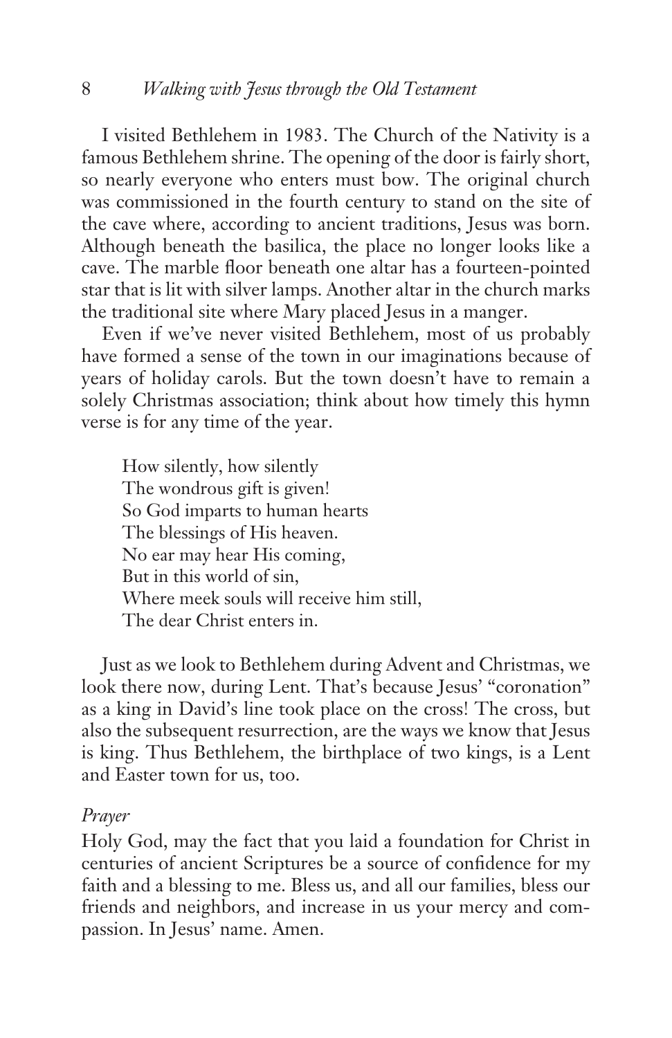I visited Bethlehem in 1983. The Church of the Nativity is a famous Bethlehem shrine. The opening of the door is fairly short, so nearly everyone who enters must bow. The original church was commissioned in the fourth century to stand on the site of the cave where, according to ancient traditions, Jesus was born. Although beneath the basilica, the place no longer looks like a cave. The marble floor beneath one altar has a fourteen-pointed star that is lit with silver lamps. Another altar in the church marks the traditional site where Mary placed Jesus in a manger.

Even if we've never visited Bethlehem, most of us probably have formed a sense of the town in our imaginations because of years of holiday carols. But the town doesn't have to remain a solely Christmas association; think about how timely this hymn verse is for any time of the year.

> How silently, how silently  
> The wondrous gift is given!  
> So God imparts to human hearts  
> The blessings of His heaven.  
> No ear may hear His coming,  
> But in this world of sin,  
> Where meek souls will receive him still,  
> The dear Christ enters in.

Just as we look to Bethlehem during Advent and Christmas, we look there now, during Lent. That's because Jesus' "coronation" as a king in David's line took place on the cross! The cross, but also the subsequent resurrection, are the ways we know that Jesus is king. Thus Bethlehem, the birthplace of two kings, is a Lent and Easter town for us, too.

*Prayer*

Holy God, may the fact that you laid a foundation for Christ in centuries of ancient Scriptures be a source of confidence for my faith and a blessing to me. Bless us, and all our families, bless our friends and neighbors, and increase in us your mercy and compassion. In Jesus' name. Amen.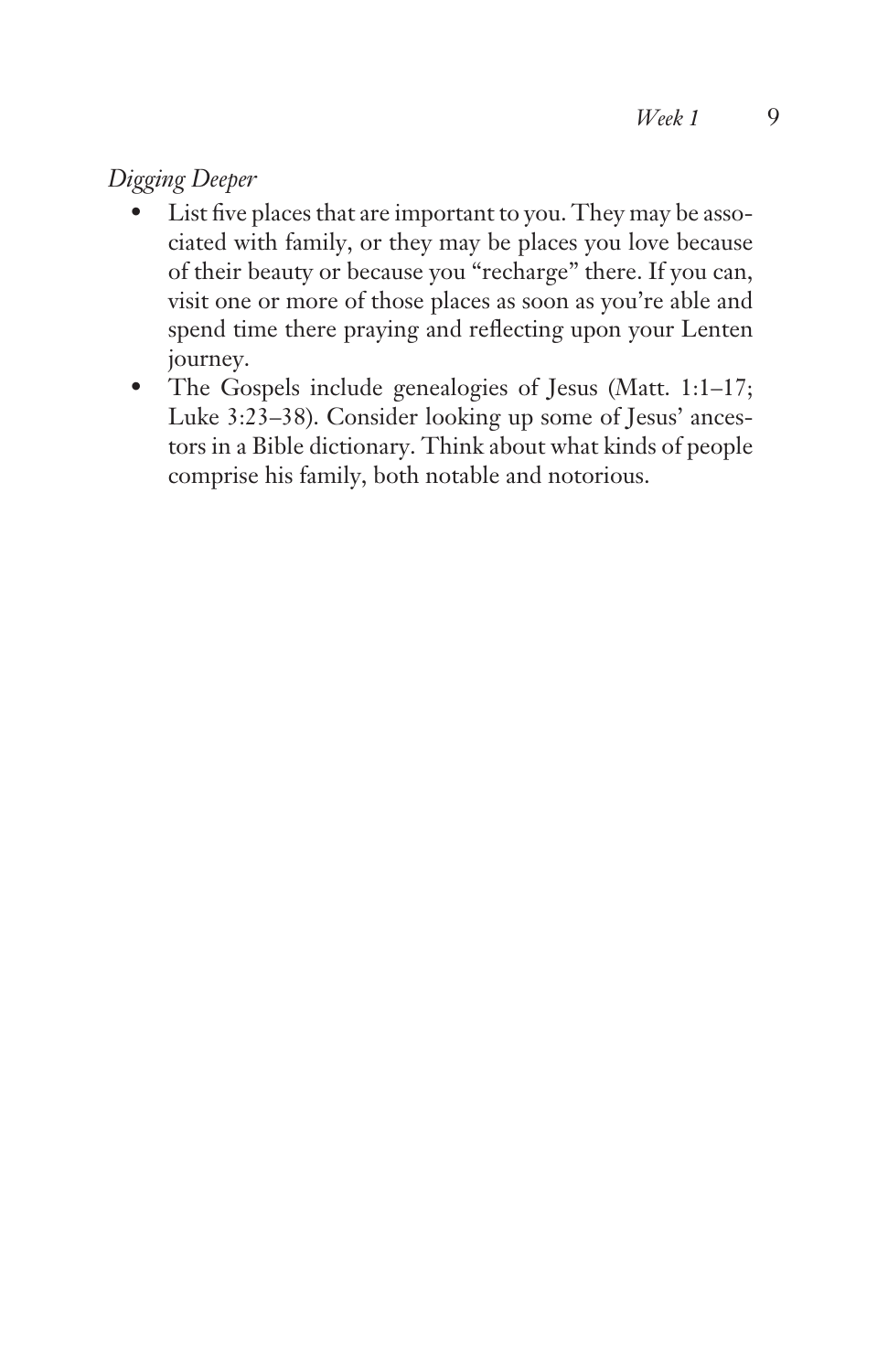*Digging Deeper*

- List five places that are important to you. They may be associated with family, or they may be places you love because of their beauty or because you "recharge" there. If you can, visit one or more of those places as soon as you're able and spend time there praying and reflecting upon your Lenten journey.
- The Gospels include genealogies of Jesus (Matt. 1:1–17; Luke 3:23–38). Consider looking up some of Jesus' ancestors in a Bible dictionary. Think about what kinds of people comprise his family, both notable and notorious.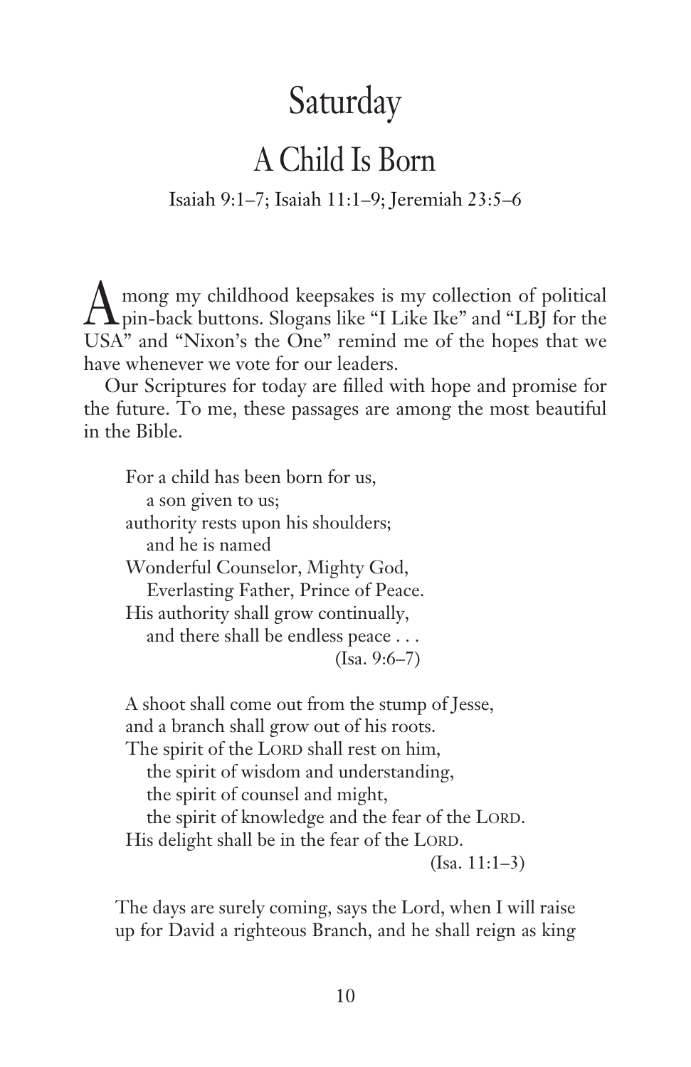# Saturday

## A Child Is Born

Isaiah 9:1–7; Isaiah 11:1–9; Jeremiah 23:5–6

Among my childhood keepsakes is my collection of political pin-back buttons. Slogans like "I Like Ike" and "LBJ for the USA" and "Nixon's the One" remind me of the hopes that we have whenever we vote for our leaders.

Our Scriptures for today are filled with hope and promise for the future. To me, these passages are among the most beautiful in the Bible.

> For a child has been born for us,  
> a son given to us;  
> authority rests upon his shoulders;  
> and he is named  
> Wonderful Counselor, Mighty God,  
> Everlasting Father, Prince of Peace.  
> His authority shall grow continually,  
> and there shall be endless peace . . .  
> (Isa. 9:6–7)

> A shoot shall come out from the stump of Jesse,  
> and a branch shall grow out of his roots.  
> The spirit of the LORD shall rest on him,  
> the spirit of wisdom and understanding,  
> the spirit of counsel and might,  
> the spirit of knowledge and the fear of the LORD.  
> His delight shall be in the fear of the LORD.  
> (Isa. 11:1–3)

> The days are surely coming, says the Lord, when I will raise up for David a righteous Branch, and he shall reign as king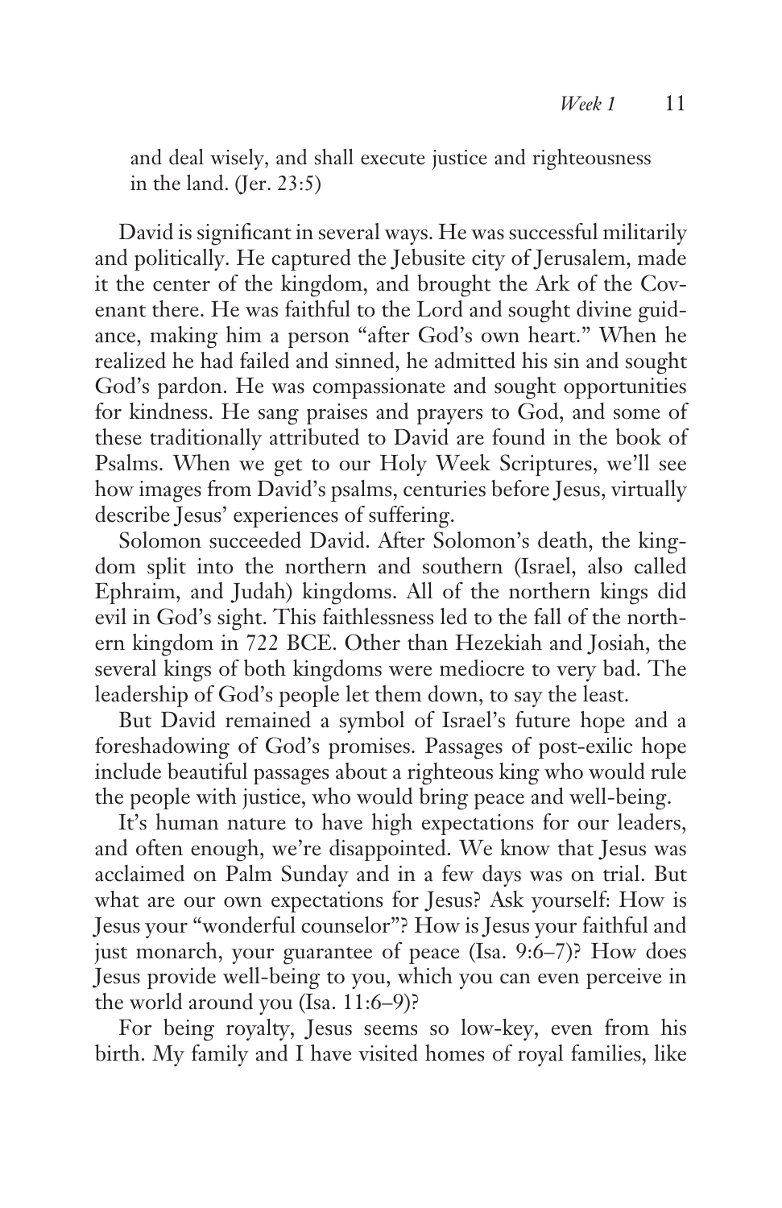> and deal wisely, and shall execute justice and righteousness in the land. (Jer. 23:5)

David is significant in several ways. He was successful militarily and politically. He captured the Jebusite city of Jerusalem, made it the center of the kingdom, and brought the Ark of the Covenant there. He was faithful to the Lord and sought divine guidance, making him a person "after God's own heart." When he realized he had failed and sinned, he admitted his sin and sought God's pardon. He was compassionate and sought opportunities for kindness. He sang praises and prayers to God, and some of these traditionally attributed to David are found in the book of Psalms. When we get to our Holy Week Scriptures, we'll see how images from David's psalms, centuries before Jesus, virtually describe Jesus' experiences of suffering.

Solomon succeeded David. After Solomon's death, the kingdom split into the northern and southern (Israel, also called Ephraim, and Judah) kingdoms. All of the northern kings did evil in God's sight. This faithlessness led to the fall of the northern kingdom in 722 BCE. Other than Hezekiah and Josiah, the several kings of both kingdoms were mediocre to very bad. The leadership of God's people let them down, to say the least.

But David remained a symbol of Israel's future hope and a foreshadowing of God's promises. Passages of post-exilic hope include beautiful passages about a righteous king who would rule the people with justice, who would bring peace and well-being.

It's human nature to have high expectations for our leaders, and often enough, we're disappointed. We know that Jesus was acclaimed on Palm Sunday and in a few days was on trial. But what are our own expectations for Jesus? Ask yourself: How is Jesus your "wonderful counselor"? How is Jesus your faithful and just monarch, your guarantee of peace (Isa. 9:6–7)? How does Jesus provide well-being to you, which you can even perceive in the world around you (Isa. 11:6–9)?

For being royalty, Jesus seems so low-key, even from his birth. My family and I have visited homes of royal families, like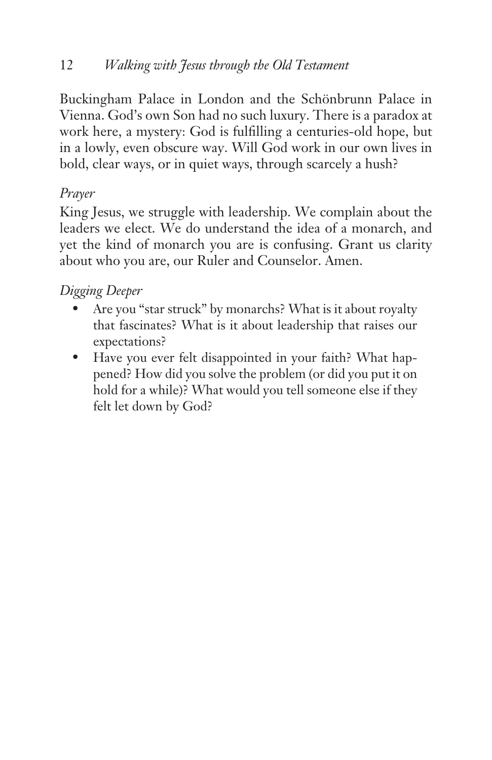Buckingham Palace in London and the Schönbrunn Palace in Vienna. God's own Son had no such luxury. There is a paradox at work here, a mystery: God is fulfilling a centuries-old hope, but in a lowly, even obscure way. Will God work in our own lives in bold, clear ways, or in quiet ways, through scarcely a hush?

*Prayer*

King Jesus, we struggle with leadership. We complain about the leaders we elect. We do understand the idea of a monarch, and yet the kind of monarch you are is confusing. Grant us clarity about who you are, our Ruler and Counselor. Amen.

*Digging Deeper*

- Are you "star struck" by monarchs? What is it about royalty that fascinates? What is it about leadership that raises our expectations?
- Have you ever felt disappointed in your faith? What happened? How did you solve the problem (or did you put it on hold for a while)? What would you tell someone else if they felt let down by God?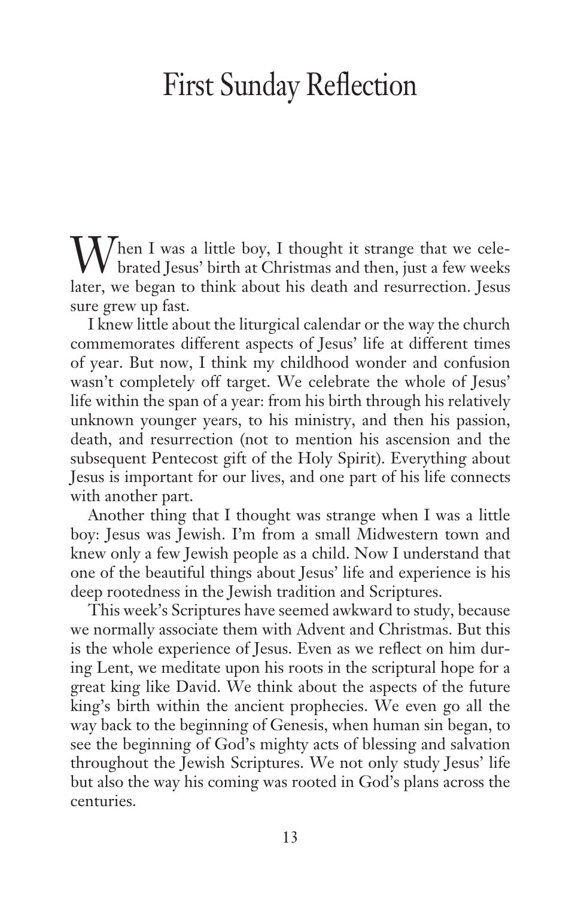# First Sunday Reflection

When I was a little boy, I thought it strange that we celebrated Jesus' birth at Christmas and then, just a few weeks later, we began to think about his death and resurrection. Jesus sure grew up fast.

I knew little about the liturgical calendar or the way the church commemorates different aspects of Jesus' life at different times of year. But now, I think my childhood wonder and confusion wasn't completely off target. We celebrate the whole of Jesus' life within the span of a year: from his birth through his relatively unknown younger years, to his ministry, and then his passion, death, and resurrection (not to mention his ascension and the subsequent Pentecost gift of the Holy Spirit). Everything about Jesus is important for our lives, and one part of his life connects with another part.

Another thing that I thought was strange when I was a little boy: Jesus was Jewish. I'm from a small Midwestern town and knew only a few Jewish people as a child. Now I understand that one of the beautiful things about Jesus' life and experience is his deep rootedness in the Jewish tradition and Scriptures.

This week's Scriptures have seemed awkward to study, because we normally associate them with Advent and Christmas. But this is the whole experience of Jesus. Even as we reflect on him during Lent, we meditate upon his roots in the scriptural hope for a great king like David. We think about the aspects of the future king's birth within the ancient prophecies. We even go all the way back to the beginning of Genesis, when human sin began, to see the beginning of God's mighty acts of blessing and salvation throughout the Jewish Scriptures. We not only study Jesus' life but also the way his coming was rooted in God's plans across the centuries.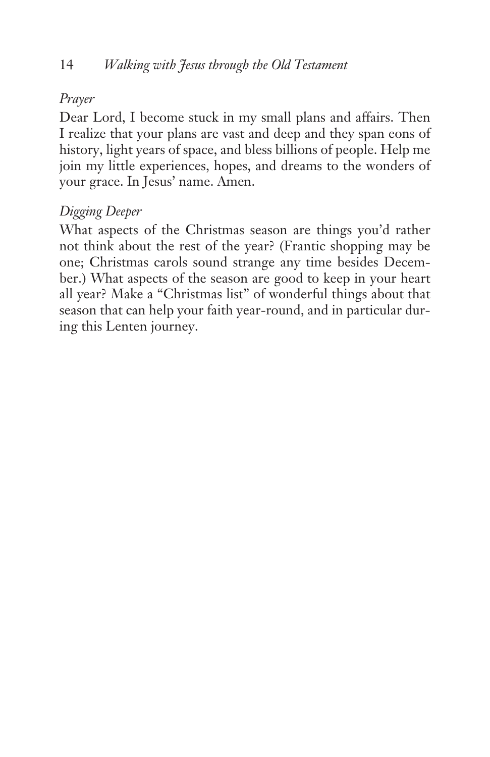*Prayer*

Dear Lord, I become stuck in my small plans and affairs. Then I realize that your plans are vast and deep and they span eons of history, light years of space, and bless billions of people. Help me join my little experiences, hopes, and dreams to the wonders of your grace. In Jesus' name. Amen.

*Digging Deeper*

What aspects of the Christmas season are things you'd rather not think about the rest of the year? (Frantic shopping may be one; Christmas carols sound strange any time besides December.) What aspects of the season are good to keep in your heart all year? Make a "Christmas list" of wonderful things about that season that can help your faith year-round, and in particular during this Lenten journey.